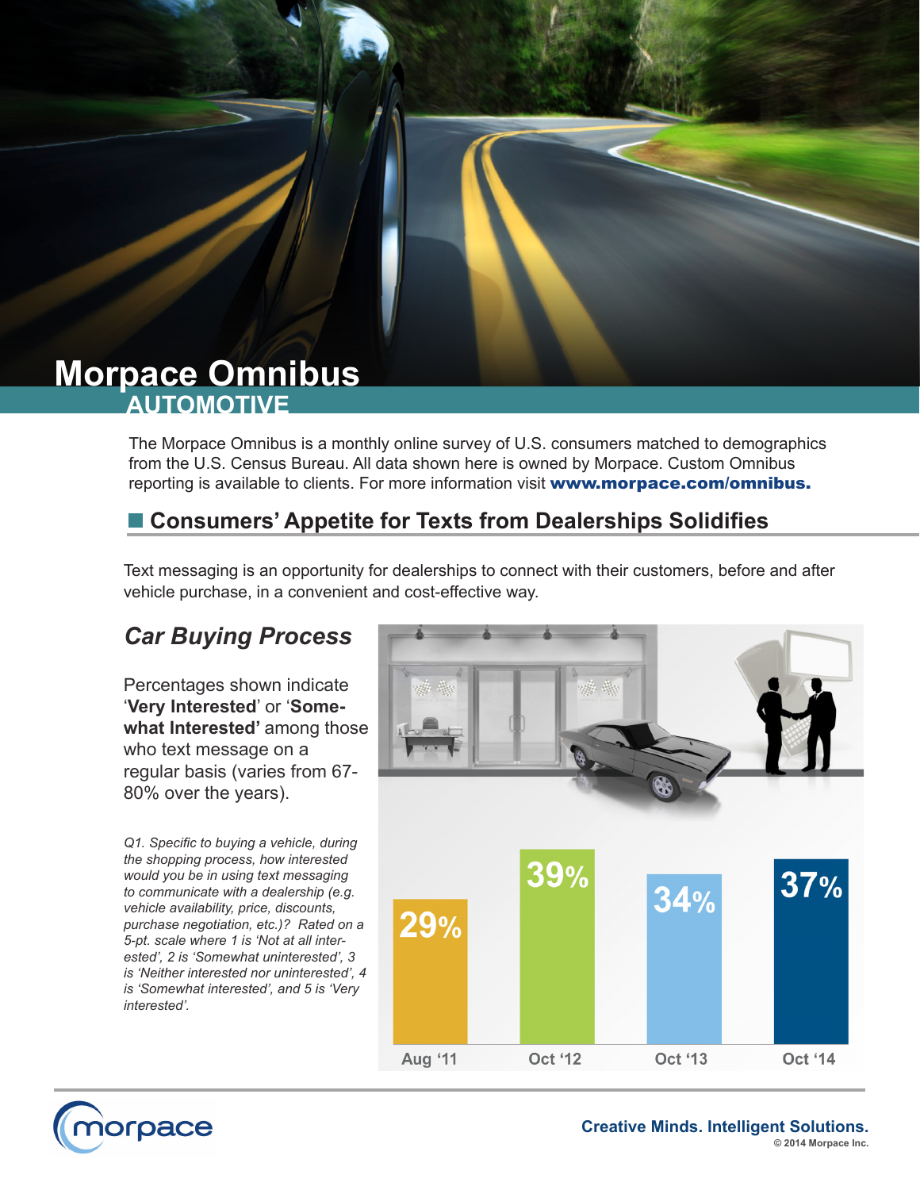# Morpace Omnibus

## AUTOMOTIVE

The Morpace Omnibus is a monthly online survey of U.S. consumers matched to demographics from the U.S. Census Bureau. All data shown here is owned by Morpace. Custom Omnibus reporting is available to clients. For more information visit **www.morpace.com/omnibus.**

## Consumers' Appetite for Texts from Dealerships Solidifies

Text messaging is an opportunity for dealerships to connect with their customers, before and after vehicle purchase, in a convenient and cost-effective way.

### *Car Buying Process*

Percentages shown indicate '**Very Interested**' or '**Somewhat Interested'** among those who text message on a regular basis (varies from 67-80% over the years).

*Q1. Specific to buying a vehicle, during the shopping process, how interested would you be in using text messaging to communicate with a dealership (e.g. vehicle availability, price, discounts, purchase negotiation, etc.)? Rated on a 5-pt. scale where 1 is 'Not at all interested', 2 is 'Somewhat uninterested', 3 is 'Neither interested nor uninterested', 4 is 'Somewhat interested', and 5 is 'Very interested'.*

| Aug '11 | Oct '12 | Oct '13 | Oct '14 |
|---|---|---|---|
| 29% | 39% | 34% | 37% |

Creative Minds. Intelligent Solutions.

© 2014 Morpace Inc.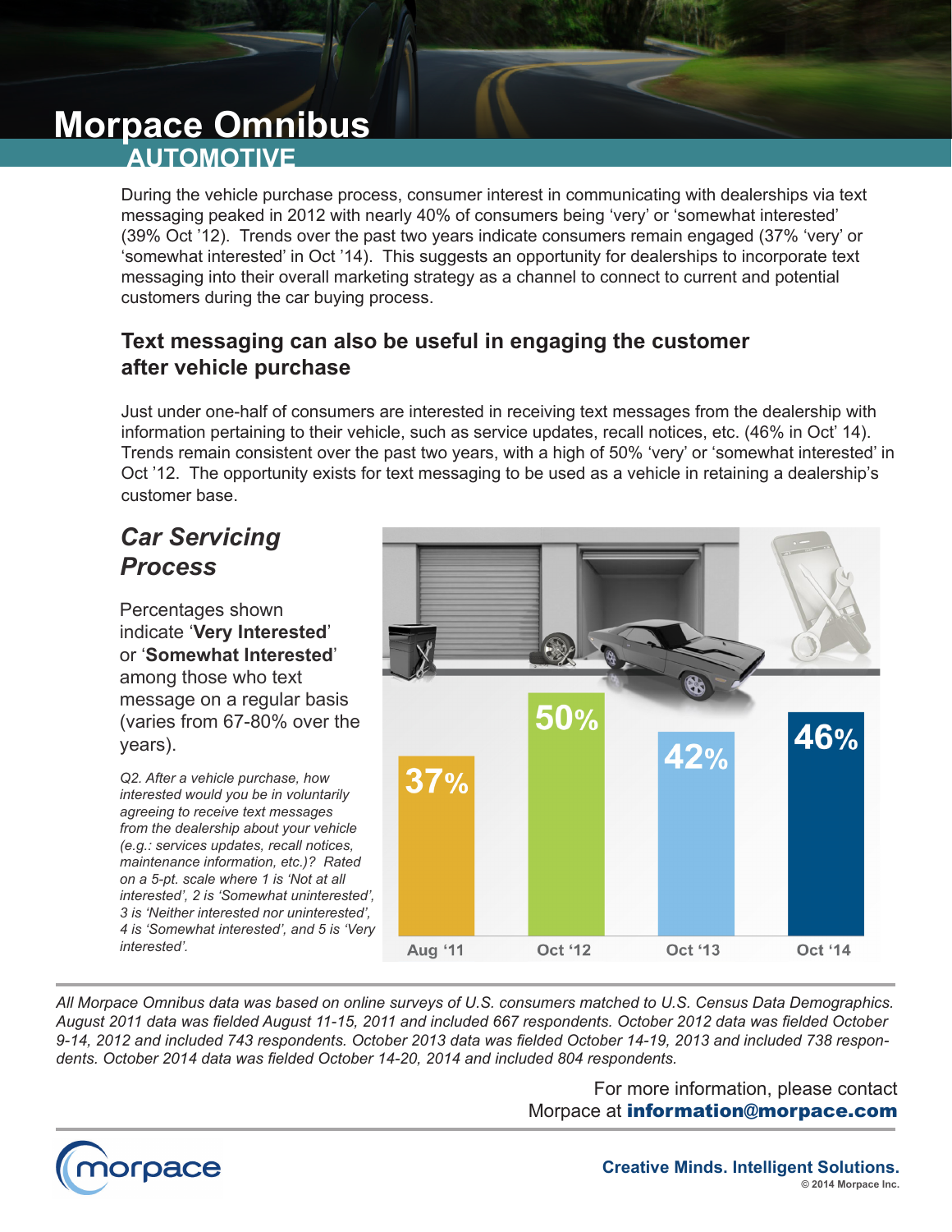# Morpace Omnibus

## AUTOMOTIVE

During the vehicle purchase process, consumer interest in communicating with dealerships via text messaging peaked in 2012 with nearly 40% of consumers being 'very' or 'somewhat interested' (39% Oct '12). Trends over the past two years indicate consumers remain engaged (37% 'very' or 'somewhat interested' in Oct '14). This suggests an opportunity for dealerships to incorporate text messaging into their overall marketing strategy as a channel to connect to current and potential customers during the car buying process.

### Text messaging can also be useful in engaging the customer after vehicle purchase

Just under one-half of consumers are interested in receiving text messages from the dealership with information pertaining to their vehicle, such as service updates, recall notices, etc. (46% in Oct' 14). Trends remain consistent over the past two years, with a high of 50% 'very' or 'somewhat interested' in Oct '12. The opportunity exists for text messaging to be used as a vehicle in retaining a dealership's customer base.

### *Car Servicing Process*

Percentages shown indicate '**Very Interested**' or '**Somewhat Interested**' among those who text message on a regular basis (varies from 67-80% over the years).

*Q2. After a vehicle purchase, how interested would you be in voluntarily agreeing to receive text messages from the dealership about your vehicle (e.g.: services updates, recall notices, maintenance information, etc.)? Rated on a 5-pt. scale where 1 is 'Not at all interested', 2 is 'Somewhat uninterested', 3 is 'Neither interested nor uninterested', 4 is 'Somewhat interested', and 5 is 'Very interested'.*

37%
50%
42%
46%
Aug '11
Oct '12
Oct '13
Oct '14

*All Morpace Omnibus data was based on online surveys of U.S. consumers matched to U.S. Census Data Demographics. August 2011 data was fielded August 11-15, 2011 and included 667 respondents. October 2012 data was fielded October 9-14, 2012 and included 743 respondents. October 2013 data was fielded October 14-19, 2013 and included 738 respondents. October 2014 data was fielded October 14-20, 2014 and included 804 respondents.*

For more information, please contact Morpace at **information@morpace.com**

morpace

**Creative Minds. Intelligent Solutions.**
© 2014 Morpace Inc.